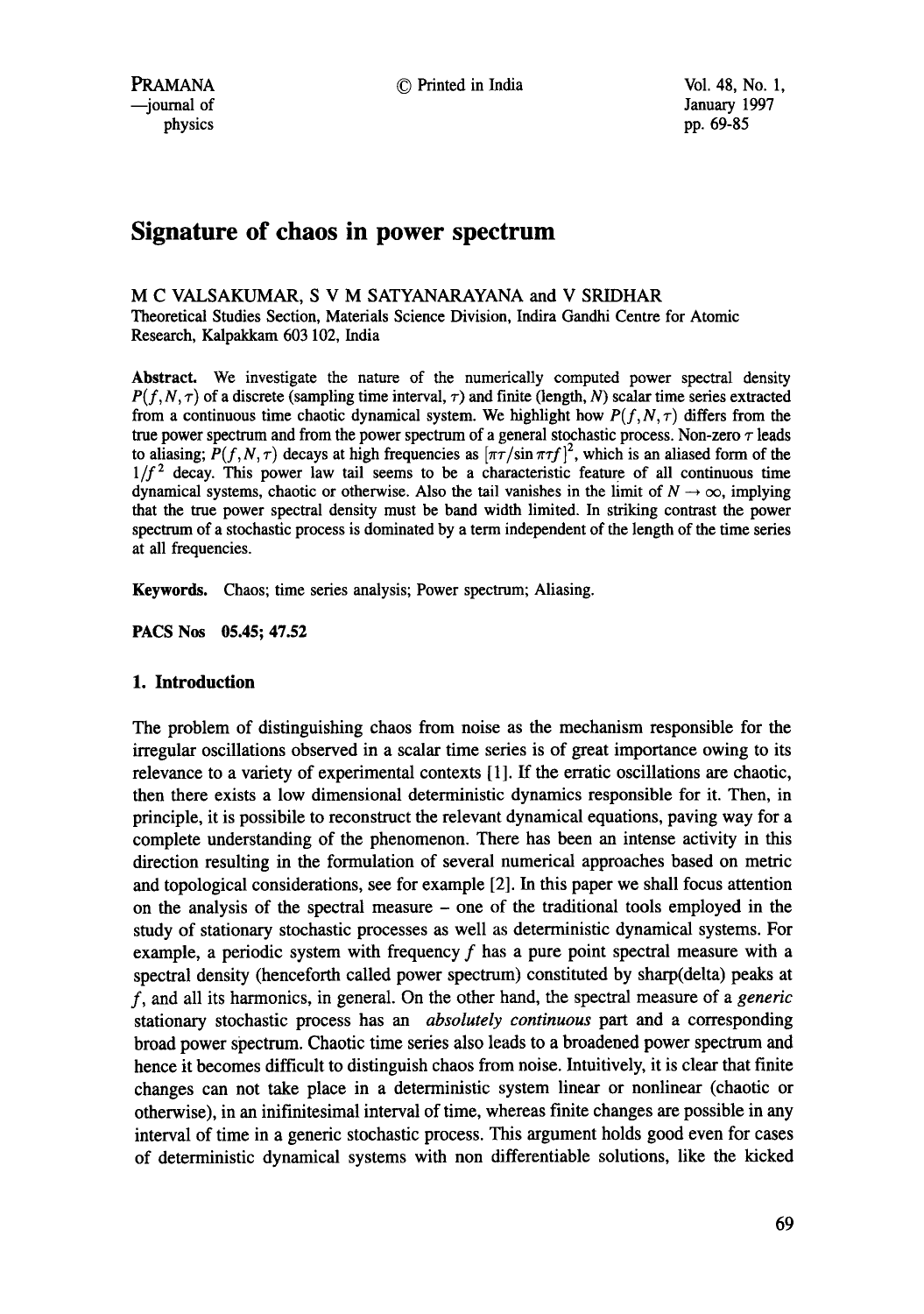# Signature of chaos in power spectrum

M C VALSAKUMAR, S V M SATYANARAYANA and V SRIDHAR

Theoretical Studies Section, Materials Science Division, Indira Gandhi Centre for Atomic Research, Kalpakkam 603 102, India

**Abstract.** We investigate the nature of the numerically computed power spectral density $P(f, N, \tau)$ of a discrete (sampling time interval, $\tau$) and finite (length, $N$) scalar time series extracted from a continuous time chaotic dynamical system. We highlight how $P(f, N, \tau)$ differs from the true power spectrum and from the power spectrum of a general stochastic process. Non-zero $\tau$ leads to aliasing; $P(f, N, \tau)$ decays at high frequencies as $[\pi\tau/\sin \pi\tau f]^2$, which is an aliased form of the $1/f^2$ decay. This power law tail seems to be a characteristic feature of all continuous time dynamical systems, chaotic or otherwise. Also the tail vanishes in the limit of $N \to \infty$, implying that the true power spectral density must be band width limited. In striking contrast the power spectrum of a stochastic process is dominated by a term independent of the length of the time series at all frequencies.

**Keywords.** Chaos; time series analysis; Power spectrum; Aliasing.

**PACS Nos** 05.45; 47.52

## 1. Introduction

The problem of distinguishing chaos from noise as the mechanism responsible for the irregular oscillations observed in a scalar time series is of great importance owing to its relevance to a variety of experimental contexts [1]. If the erratic oscillations are chaotic, then there exists a low dimensional deterministic dynamics responsible for it. Then, in principle, it is possibile to reconstruct the relevant dynamical equations, paving way for a complete understanding of the phenomenon. There has been an intense activity in this direction resulting in the formulation of several numerical approaches based on metric and topological considerations, see for example [2]. In this paper we shall focus attention on the analysis of the spectral measure – one of the traditional tools employed in the study of stationary stochastic processes as well as deterministic dynamical systems. For example, a periodic system with frequency $f$ has a pure point spectral measure with a spectral density (henceforth called power spectrum) constituted by sharp(delta) peaks at $f$, and all its harmonics, in general. On the other hand, the spectral measure of a *generic* stationary stochastic process has an *absolutely continuous* part and a corresponding broad power spectrum. Chaotic time series also leads to a broadened power spectrum and hence it becomes difficult to distinguish chaos from noise. Intuitively, it is clear that finite changes can not take place in a deterministic system linear or nonlinear (chaotic or otherwise), in an inifinitesimal interval of time, whereas finite changes are possible in any interval of time in a generic stochastic process. This argument holds good even for cases of deterministic dynamical systems with non differentiable solutions, like the kicked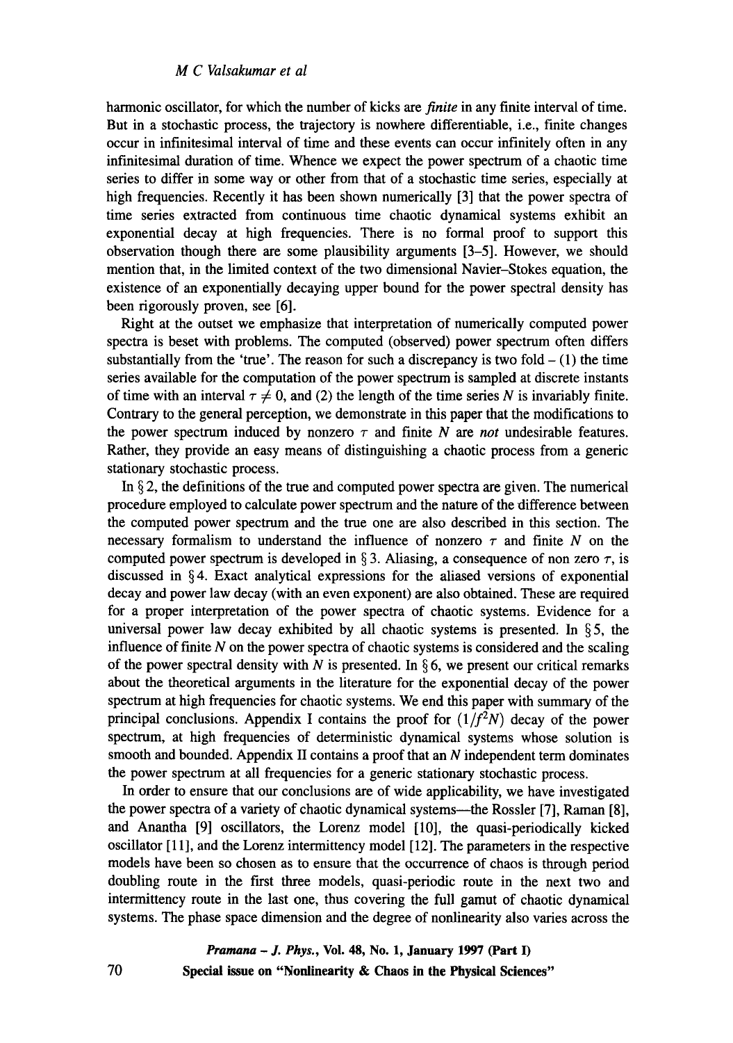harmonic oscillator, for which the number of kicks are *finite* in any finite interval of time. But in a stochastic process, the trajectory is nowhere differentiable, i.e., finite changes occur in infinitesimal interval of time and these events can occur infinitely often in any infinitesimal duration of time. Whence we expect the power spectrum of a chaotic time series to differ in some way or other from that of a stochastic time series, especially at high frequencies. Recently it has been shown numerically [3] that the power spectra of time series extracted from continuous time chaotic dynamical systems exhibit an exponential decay at high frequencies. There is no formal proof to support this observation though there are some plausibility arguments [3–5]. However, we should mention that, in the limited context of the two dimensional Navier–Stokes equation, the existence of an exponentially decaying upper bound for the power spectral density has been rigorously proven, see [6].

Right at the outset we emphasize that interpretation of numerically computed power spectra is beset with problems. The computed (observed) power spectrum often differs substantially from the 'true'. The reason for such a discrepancy is two fold – (1) the time series available for the computation of the power spectrum is sampled at discrete instants of time with an interval $\tau \neq 0$, and (2) the length of the time series $N$ is invariably finite. Contrary to the general perception, we demonstrate in this paper that the modifications to the power spectrum induced by nonzero $\tau$ and finite $N$ are *not* undesirable features. Rather, they provide an easy means of distinguishing a chaotic process from a generic stationary stochastic process.

In § 2, the definitions of the true and computed power spectra are given. The numerical procedure employed to calculate power spectrum and the nature of the difference between the computed power spectrum and the true one are also described in this section. The necessary formalism to understand the influence of nonzero $\tau$ and finite $N$ on the computed power spectrum is developed in § 3. Aliasing, a consequence of non zero $\tau$, is discussed in § 4. Exact analytical expressions for the aliased versions of exponential decay and power law decay (with an even exponent) are also obtained. These are required for a proper interpretation of the power spectra of chaotic systems. Evidence for a universal power law decay exhibited by all chaotic systems is presented. In § 5, the influence of finite $N$ on the power spectra of chaotic systems is considered and the scaling of the power spectral density with $N$ is presented. In § 6, we present our critical remarks about the theoretical arguments in the literature for the exponential decay of the power spectrum at high frequencies for chaotic systems. We end this paper with summary of the principal conclusions. Appendix I contains the proof for $(1/f^2N)$ decay of the power spectrum, at high frequencies of deterministic dynamical systems whose solution is smooth and bounded. Appendix II contains a proof that an $N$ independent term dominates the power spectrum at all frequencies for a generic stationary stochastic process.

In order to ensure that our conclusions are of wide applicability, we have investigated the power spectra of a variety of chaotic dynamical systems—the Rossler [7], Raman [8], and Anantha [9] oscillators, the Lorenz model [10], the quasi-periodically kicked oscillator [11], and the Lorenz intermittency model [12]. The parameters in the respective models have been so chosen as to ensure that the occurrence of chaos is through period doubling route in the first three models, quasi-periodic route in the next two and intermittency route in the last one, thus covering the full gamut of chaotic dynamical systems. The phase space dimension and the degree of nonlinearity also varies across the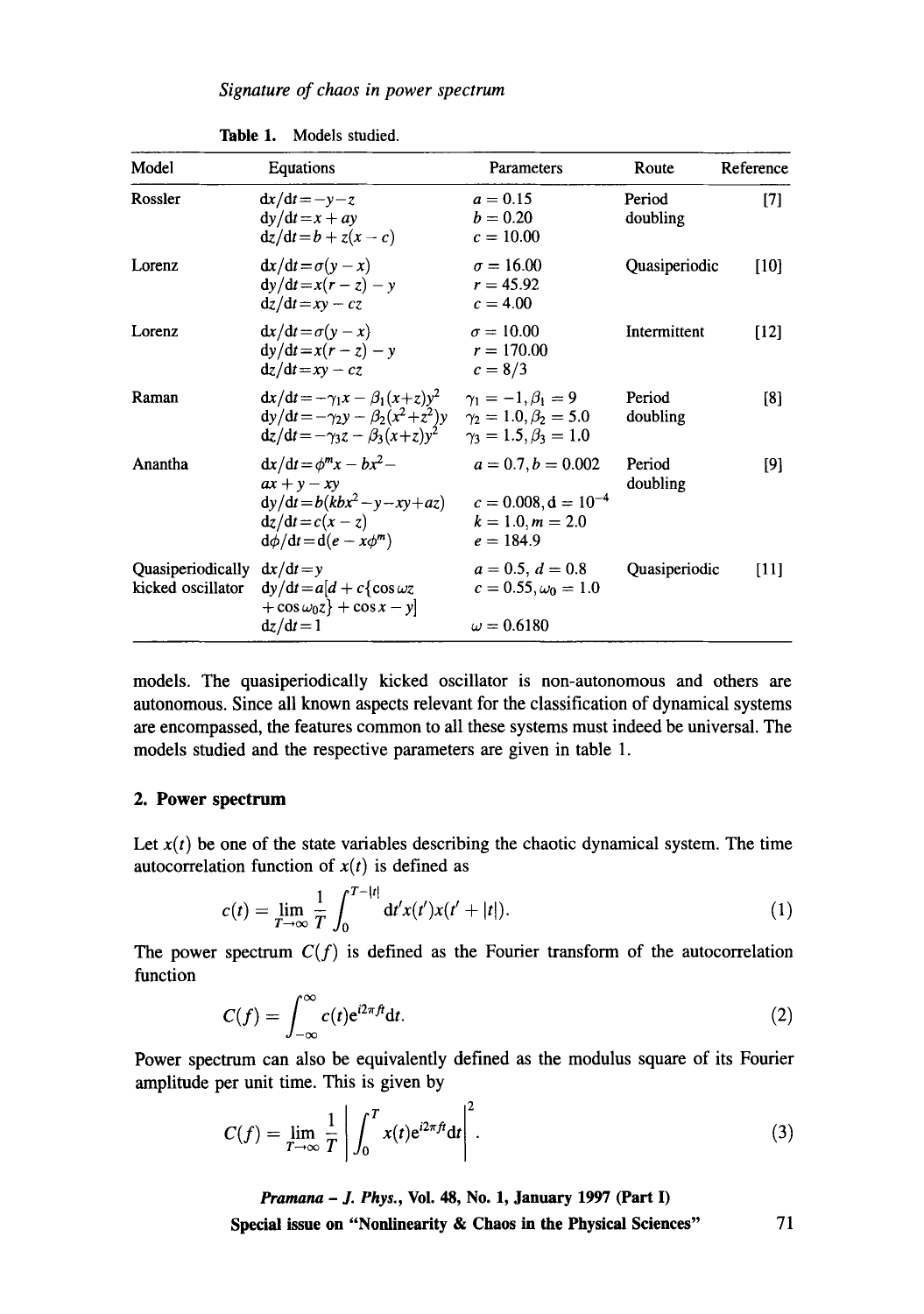Table 1. Models studied.

| Model | Equations | Parameters | Route | Reference |
|---|---|---|---|---|
| Rossler | $dx/dt = -y - z$<br>$dy/dt = x + ay$<br>$dz/dt = b + z(x - c)$ | $a = 0.15$<br>$b = 0.20$<br>$c = 10.00$ | Period doubling | [7] |
| Lorenz | $dx/dt = \sigma(y - x)$<br>$dy/dt = x(r - z) - y$<br>$dz/dt = xy - cz$ | $\sigma = 16.00$<br>$r = 45.92$<br>$c = 4.00$ | Quasiperiodic | [10] |
| Lorenz | $dx/dt = \sigma(y - x)$<br>$dy/dt = x(r - z) - y$<br>$dz/dt = xy - cz$ | $\sigma = 10.00$<br>$r = 170.00$<br>$c = 8/3$ | Intermittent | [12] |
| Raman | $dx/dt = -\gamma_1 x - \beta_1(x+z)y^2$<br>$dy/dt = -\gamma_2 y - \beta_2(x^2+z^2)y$<br>$dz/dt = -\gamma_3 z - \beta_3(x+z)y^2$ | $\gamma_1 = -1, \beta_1 = 9$<br>$\gamma_2 = 1.0, \beta_2 = 5.0$<br>$\gamma_3 = 1.5, \beta_3 = 1.0$ | Period doubling | [8] |
| Anantha | $dx/dt = \phi^m x - bx^2 - ax + y - xy$<br>$dy/dt = b(kbx^2 - y - xy + az)$<br>$dz/dt = c(x - z)$<br>$d\phi/dt = d(e - x\phi^m)$ | $a = 0.7, b = 0.002$<br>$c = 0.008, d = 10^{-4}$<br>$k = 1.0, m = 2.0$<br>$e = 184.9$ | Period doubling | [9] |
| Quasiperiodically kicked oscillator | $dx/dt = y$<br>$dy/dt = a[d + c\{\cos \omega z + \cos \omega_0 z\} + \cos x - y]$<br>$dz/dt = 1$ | $a = 0.5, d = 0.8$<br>$c = 0.55, \omega_0 = 1.0$<br>$\omega = 0.6180$ | Quasiperiodic | [11] |

models. The quasiperiodically kicked oscillator is non-autonomous and others are autonomous. Since all known aspects relevant for the classification of dynamical systems are encompassed, the features common to all these systems must indeed be universal. The models studied and the respective parameters are given in table 1.

## 2. Power spectrum

Let $x(t)$ be one of the state variables describing the chaotic dynamical system. The time autocorrelation function of $x(t)$ is defined as

$$c(t) = \lim_{T\to\infty} \frac{1}{T} \int_0^{T-|t|} dt' x(t') x(t' + |t|). \tag{1}$$

The power spectrum $C(f)$ is defined as the Fourier transform of the autocorrelation function

$$C(f) = \int_{-\infty}^{\infty} c(t) e^{i2\pi ft} dt. \tag{2}$$

Power spectrum can also be equivalently defined as the modulus square of its Fourier amplitude per unit time. This is given by

$$C(f) = \lim_{T\to\infty} \frac{1}{T} \left| \int_0^T x(t) e^{i2\pi ft} dt \right|^2. \tag{3}$$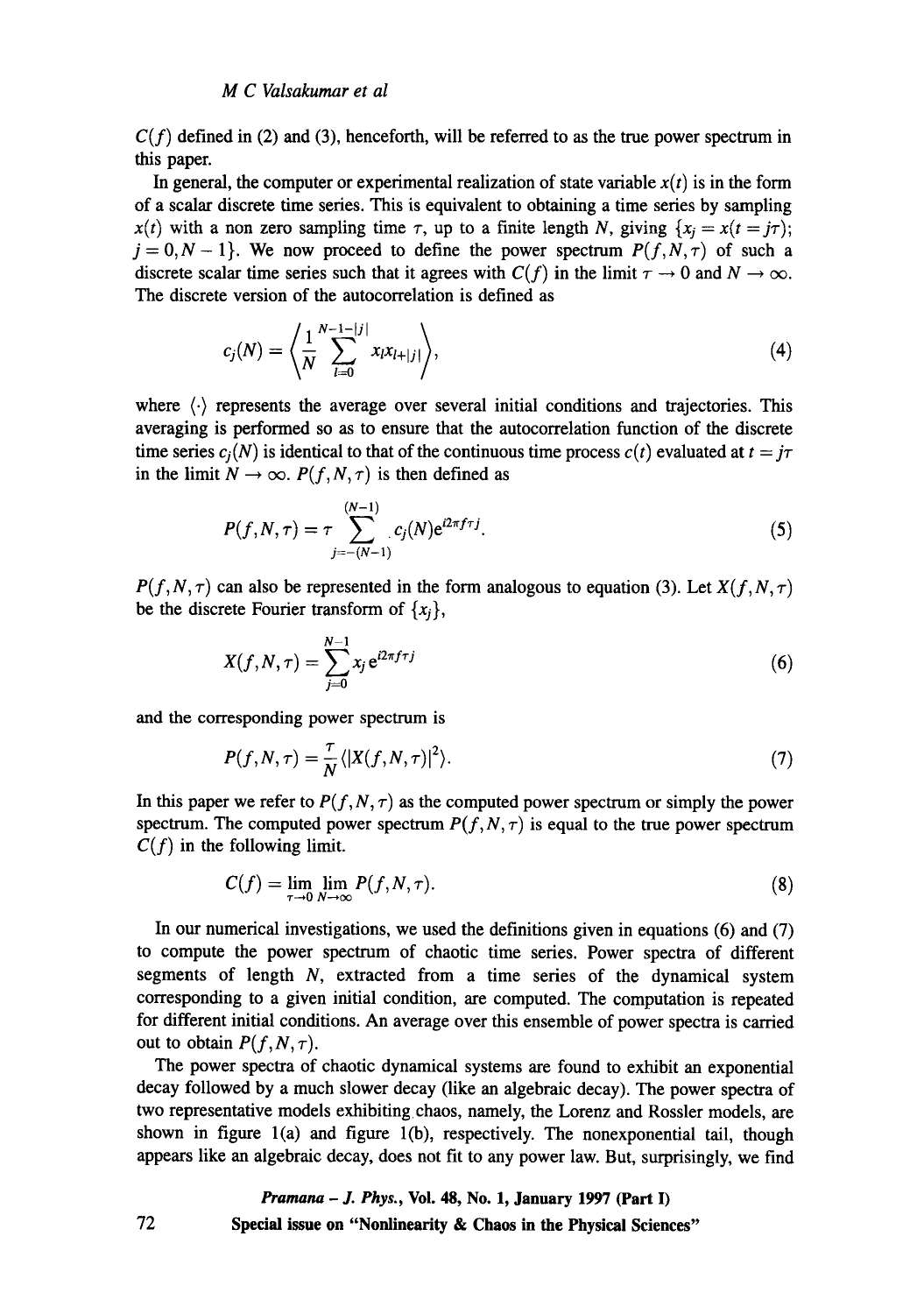$C(f)$ defined in (2) and (3), henceforth, will be referred to as the true power spectrum in this paper.

In general, the computer or experimental realization of state variable $x(t)$ is in the form of a scalar discrete time series. This is equivalent to obtaining a time series by sampling $x(t)$ with a non zero sampling time $\tau$, up to a finite length $N$, giving $\{x_j = x(t = j\tau);\ j = 0, N-1\}$. We now proceed to define the power spectrum $P(f, N, \tau)$ of such a discrete scalar time series such that it agrees with $C(f)$ in the limit $\tau \rightarrow 0$ and $N \rightarrow \infty$. The discrete version of the autocorrelation is defined as

$$c_j(N) = \left\langle \frac{1}{N} \sum_{l=0}^{N-1-|j|} x_l x_{l+|j|} \right\rangle, \tag{4}$$

where $\langle \cdot \rangle$ represents the average over several initial conditions and trajectories. This averaging is performed so as to ensure that the autocorrelation function of the discrete time series $c_j(N)$ is identical to that of the continuous time process $c(t)$ evaluated at $t = j\tau$ in the limit $N \rightarrow \infty$. $P(f, N, \tau)$ is then defined as

$$P(f, N, \tau) = \tau \sum_{j=-(N-1)}^{(N-1)} c_j(N) e^{i2\pi f \tau j}. \tag{5}$$

$P(f, N, \tau)$ can also be represented in the form analogous to equation (3). Let $X(f, N, \tau)$ be the discrete Fourier transform of $\{x_j\}$,

$$X(f, N, \tau) = \sum_{j=0}^{N-1} x_j e^{i2\pi f \tau j} \tag{6}$$

and the corresponding power spectrum is

$$P(f, N, \tau) = \frac{\tau}{N} \langle |X(f, N, \tau)|^2 \rangle. \tag{7}$$

In this paper we refer to $P(f, N, \tau)$ as the computed power spectrum or simply the power spectrum. The computed power spectrum $P(f, N, \tau)$ is equal to the true power spectrum $C(f)$ in the following limit.

$$C(f) = \lim_{\tau \rightarrow 0} \lim_{N \rightarrow \infty} P(f, N, \tau). \tag{8}$$

In our numerical investigations, we used the definitions given in equations (6) and (7) to compute the power spectrum of chaotic time series. Power spectra of different segments of length $N$, extracted from a time series of the dynamical system corresponding to a given initial condition, are computed. The computation is repeated for different initial conditions. An average over this ensemble of power spectra is carried out to obtain $P(f, N, \tau)$.

The power spectra of chaotic dynamical systems are found to exhibit an exponential decay followed by a much slower decay (like an algebraic decay). The power spectra of two representative models exhibiting chaos, namely, the Lorenz and Rossler models, are shown in figure 1(a) and figure 1(b), respectively. The nonexponential tail, though appears like an algebraic decay, does not fit to any power law. But, surprisingly, we find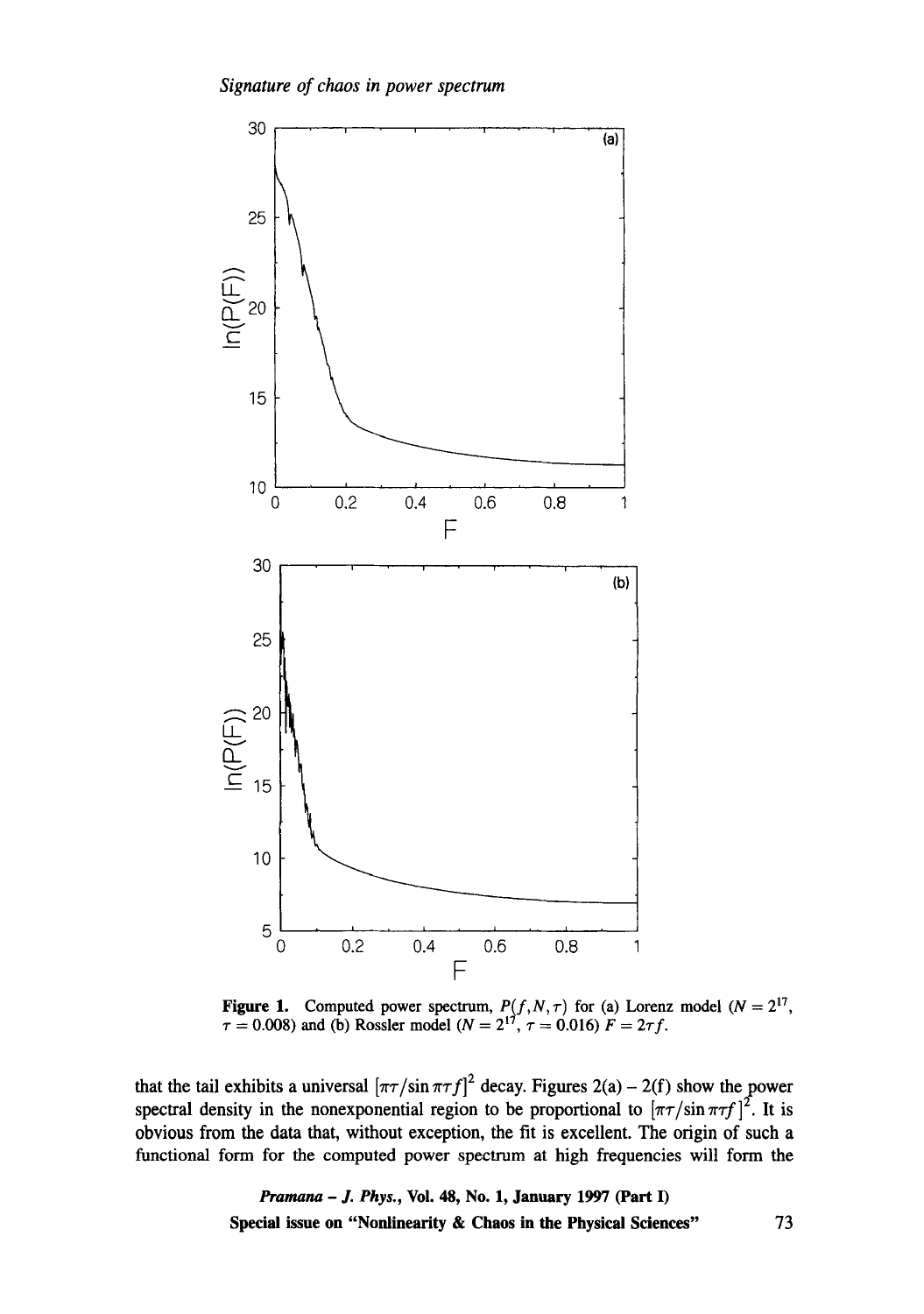**Figure 1.** Computed power spectrum, $P(f, N, \tau)$ for (a) Lorenz model ($N = 2^{17}$, $\tau = 0.008$) and (b) Rossler model ($N = 2^{17}$, $\tau = 0.016$) $F = 2\tau f$.

that the tail exhibits a universal $[\pi\tau/\sin \pi\tau f]^2$ decay. Figures 2(a) – 2(f) show the power spectral density in the nonexponential region to be proportional to $[\pi\tau/\sin \pi\tau f]^2$. It is obvious from the data that, without exception, the fit is excellent. The origin of such a functional form for the computed power spectrum at high frequencies will form the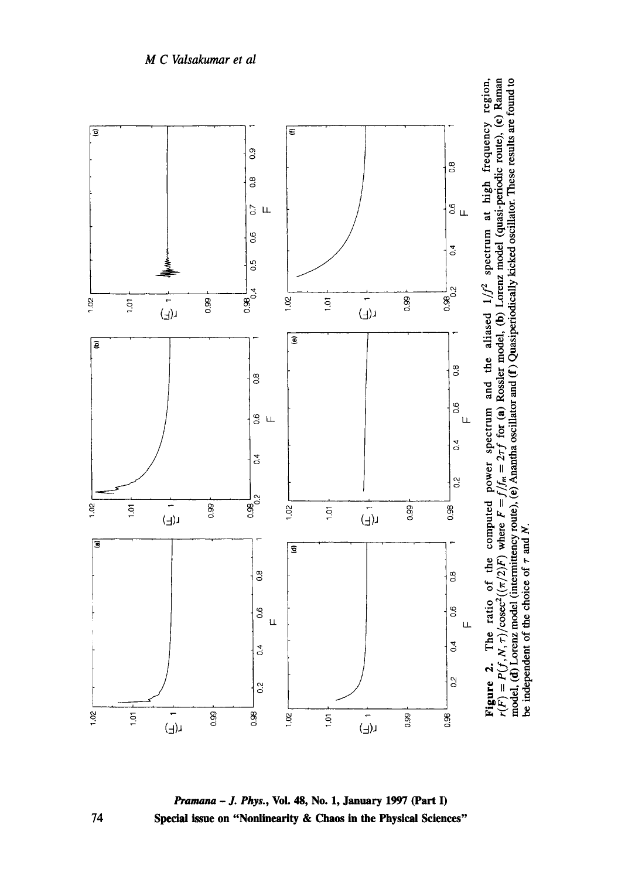**Figure 2.** The ratio of the computed power spectrum and the aliased $1/f^2$ spectrum at high frequency region, $r(F) = P(f, N, \tau)/\mathrm{cosec}^2((\pi/2)F)$ where $F = f/f_m = 2\tau f$ for **(a)** Rossler model, **(b)** Lorenz model (quasi-periodic route), **(c)** Raman model, **(d)** Lorenz model (intermittency route), **(e)** Anantha oscillator and **(f)** Quasiperiodically kicked oscillator. These results are found to be independent of the choice of $\tau$ and $N$.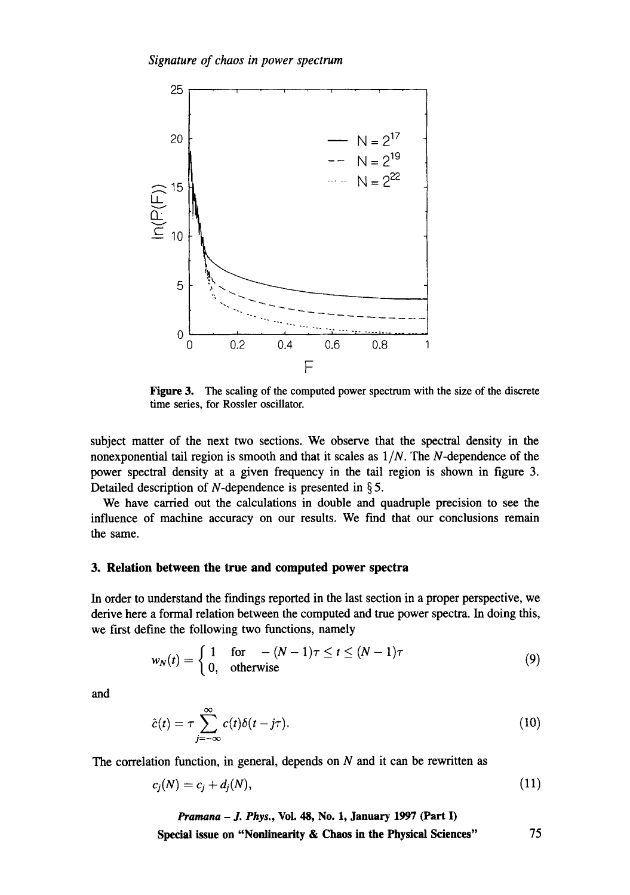**Figure 3.** The scaling of the computed power spectrum with the size of the discrete time series, for Rossler oscillator.

subject matter of the next two sections. We observe that the spectral density in the nonexponential tail region is smooth and that it scales as $1/N$. The $N$-dependence of the power spectral density at a given frequency in the tail region is shown in figure 3. Detailed description of $N$-dependence is presented in § 5.

We have carried out the calculations in double and quadruple precision to see the influence of machine accuracy on our results. We find that our conclusions remain the same.

## 3. Relation between the true and computed power spectra

In order to understand the findings reported in the last section in a proper perspective, we derive here a formal relation between the computed and true power spectra. In doing this, we first define the following two functions, namely

$$w_N(t) = \begin{cases} 1 & \text{for} \quad -(N-1)\tau \leq t \leq (N-1)\tau \\ 0, & \text{otherwise} \end{cases} \tag{9}$$

and

$$\hat{c}(t) = \tau \sum_{j=-\infty}^{\infty} c(t)\delta(t - j\tau). \tag{10}$$

The correlation function, in general, depends on $N$ and it can be rewritten as

$$c_j(N) = c_j + d_j(N), \tag{11}$$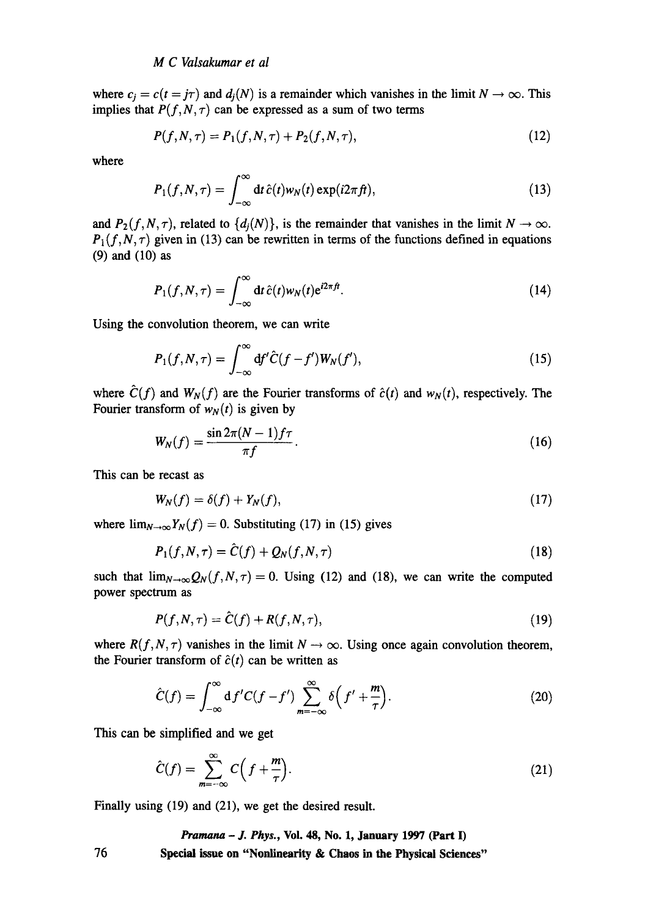where $c_j = c(t = j\tau)$ and $d_j(N)$ is a remainder which vanishes in the limit $N \to \infty$. This implies that $P(f, N, \tau)$ can be expressed as a sum of two terms

$$P(f,N,\tau) = P_1(f,N,\tau) + P_2(f,N,\tau), \tag{12}$$

where

$$P_1(f,N,\tau) = \int_{-\infty}^{\infty} \mathrm{d}t\, \hat{c}(t) w_N(t) \exp(i2\pi ft), \tag{13}$$

and $P_2(f,N,\tau)$, related to $\{d_j(N)\}$, is the remainder that vanishes in the limit $N \to \infty$. $P_1(f,N,\tau)$ given in (13) can be rewritten in terms of the functions defined in equations (9) and (10) as

$$P_1(f,N,\tau) = \int_{-\infty}^{\infty} \mathrm{d}t\, \hat{c}(t) w_N(t) \mathrm{e}^{i2\pi ft}. \tag{14}$$

Using the convolution theorem, we can write

$$P_1(f,N,\tau) = \int_{-\infty}^{\infty} \mathrm{d}f' \hat{C}(f-f') W_N(f'), \tag{15}$$

where $\hat{C}(f)$ and $W_N(f)$ are the Fourier transforms of $\hat{c}(t)$ and $w_N(t)$, respectively. The Fourier transform of $w_N(t)$ is given by

$$W_N(f) = \frac{\sin 2\pi(N-1)f\tau}{\pi f}. \tag{16}$$

This can be recast as

$$W_N(f) = \delta(f) + Y_N(f), \tag{17}$$

where $\lim_{N\to\infty} Y_N(f) = 0$. Substituting (17) in (15) gives

$$P_1(f,N,\tau) = \hat{C}(f) + Q_N(f,N,\tau) \tag{18}$$

such that $\lim_{N\to\infty} Q_N(f,N,\tau) = 0$. Using (12) and (18), we can write the computed power spectrum as

$$P(f,N,\tau) = \hat{C}(f) + R(f,N,\tau), \tag{19}$$

where $R(f,N,\tau)$ vanishes in the limit $N \to \infty$. Using once again convolution theorem, the Fourier transform of $\hat{c}(t)$ can be written as

$$\hat{C}(f) = \int_{-\infty}^{\infty} \mathrm{d}f' C(f-f') \sum_{m=-\infty}^{\infty} \delta\Big(f' + \frac{m}{\tau}\Big). \tag{20}$$

This can be simplified and we get

$$\hat{C}(f) = \sum_{m=-\infty}^{\infty} C\Big(f + \frac{m}{\tau}\Big). \tag{21}$$

Finally using (19) and (21), we get the desired result.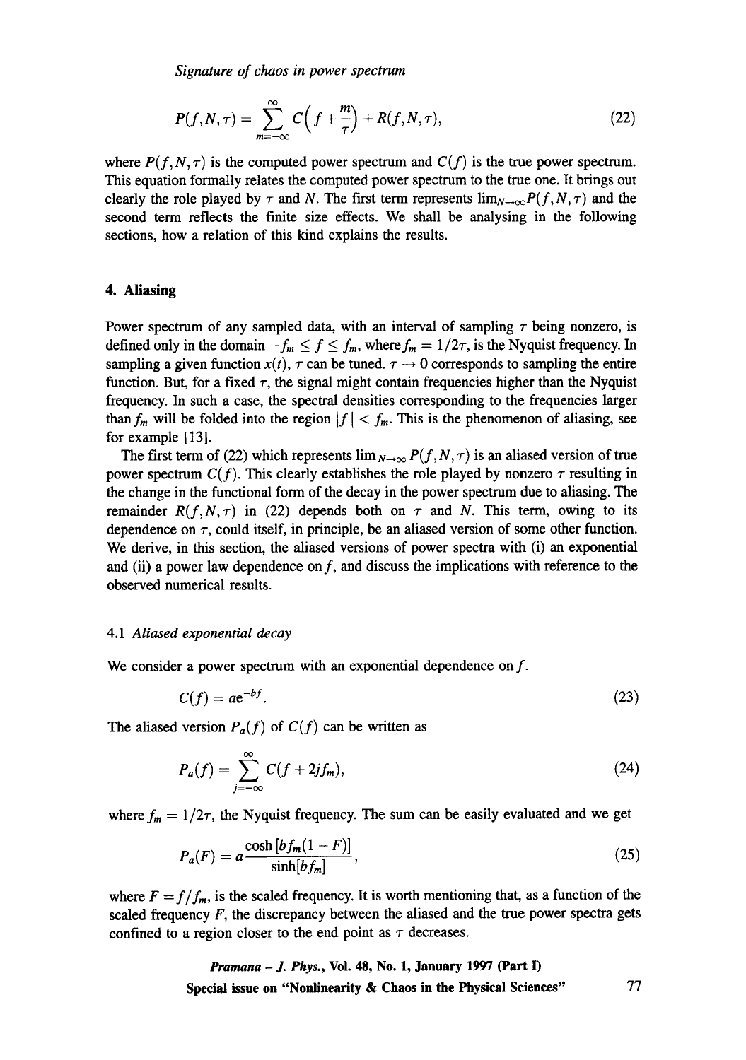$$P(f,N,\tau) = \sum_{m=-\infty}^{\infty} C\Big(f + \frac{m}{\tau}\Big) + R(f,N,\tau), \tag{22}$$

where $P(f,N,\tau)$ is the computed power spectrum and $C(f)$ is the true power spectrum. This equation formally relates the computed power spectrum to the true one. It brings out clearly the role played by $\tau$ and $N$. The first term represents $\lim_{N\to\infty} P(f,N,\tau)$ and the second term reflects the finite size effects. We shall be analysing in the following sections, how a relation of this kind explains the results.

## 4. Aliasing

Power spectrum of any sampled data, with an interval of sampling $\tau$ being nonzero, is defined only in the domain $-f_m \le f \le f_m$, where $f_m = 1/2\tau$, is the Nyquist frequency. In sampling a given function $x(t)$, $\tau$ can be tuned. $\tau \to 0$ corresponds to sampling the entire function. But, for a fixed $\tau$, the signal might contain frequencies higher than the Nyquist frequency. In such a case, the spectral densities corresponding to the frequencies larger than $f_m$ will be folded into the region $|f| < f_m$. This is the phenomenon of aliasing, see for example [13].

The first term of (22) which represents $\lim_{N\to\infty} P(f,N,\tau)$ is an aliased version of true power spectrum $C(f)$. This clearly establishes the role played by nonzero $\tau$ resulting in the change in the functional form of the decay in the power spectrum due to aliasing. The remainder $R(f,N,\tau)$ in (22) depends both on $\tau$ and $N$. This term, owing to its dependence on $\tau$, could itself, in principle, be an aliased version of some other function. We derive, in this section, the aliased versions of power spectra with (i) an exponential and (ii) a power law dependence on $f$, and discuss the implications with reference to the observed numerical results.

### 4.1 *Aliased exponential decay*

We consider a power spectrum with an exponential dependence on $f$.

$$C(f) = ae^{-bf}. \tag{23}$$

The aliased version $P_a(f)$ of $C(f)$ can be written as

$$P_a(f) = \sum_{j=-\infty}^{\infty} C(f + 2jf_m), \tag{24}$$

where $f_m = 1/2\tau$, the Nyquist frequency. The sum can be easily evaluated and we get

$$P_a(F) = a\frac{\cosh[bf_m(1-F)]}{\sinh[bf_m]}, \tag{25}$$

where $F = f/f_m$, is the scaled frequency. It is worth mentioning that, as a function of the scaled frequency $F$, the discrepancy between the aliased and the true power spectra gets confined to a region closer to the end point as $\tau$ decreases.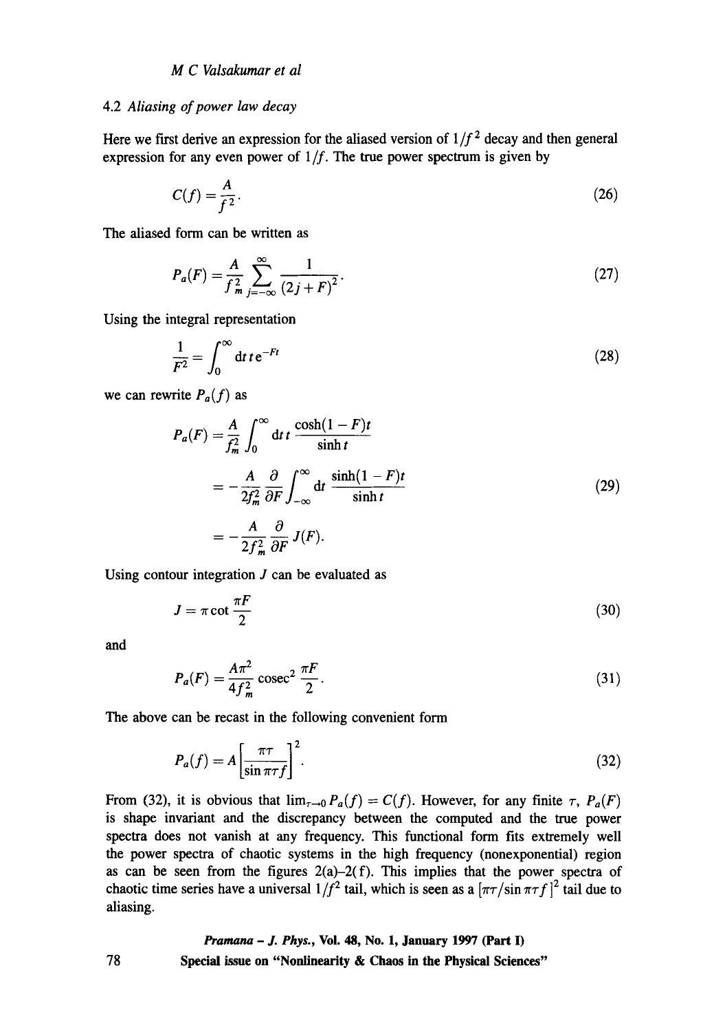### 4.2 *Aliasing of power law decay*

Here we first derive an expression for the aliased version of $1/f^2$ decay and then general expression for any even power of $1/f$. The true power spectrum is given by

$$C(f) = \frac{A}{f^2}. \tag{26}$$

The aliased form can be written as

$$P_a(F) = \frac{A}{f_m^2} \sum_{j=-\infty}^{\infty} \frac{1}{(2j+F)^2}. \tag{27}$$

Using the integral representation

$$\frac{1}{F^2} = \int_0^\infty \mathrm{d}t\, t\, \mathrm{e}^{-Ft} \tag{28}$$

we can rewrite $P_a(f)$ as

$$\begin{aligned} P_a(F) &= \frac{A}{f_m^2} \int_0^\infty \mathrm{d}t\, t \frac{\cosh(1-F)t}{\sinh t} \\ &= -\frac{A}{2f_m^2} \frac{\partial}{\partial F} \int_{-\infty}^{\infty} \mathrm{d}t \frac{\sinh(1-F)t}{\sinh t} \\ &= -\frac{A}{2f_m^2} \frac{\partial}{\partial F} J(F). \end{aligned} \tag{29}$$

Using contour integration $J$ can be evaluated as

$$J = \pi \cot \frac{\pi F}{2} \tag{30}$$

and

$$P_a(F) = \frac{A\pi^2}{4f_m^2} \operatorname{cosec}^2 \frac{\pi F}{2}. \tag{31}$$

The above can be recast in the following convenient form

$$P_a(f) = A\left[\frac{\pi\tau}{\sin \pi\tau f}\right]^2. \tag{32}$$

From (32), it is obvious that $\lim_{\tau\to 0} P_a(f) = C(f)$. However, for any finite $\tau$, $P_a(F)$ is shape invariant and the discrepancy between the computed and the true power spectra does not vanish at any frequency. This functional form fits extremely well the power spectra of chaotic systems in the high frequency (nonexponential) region as can be seen from the figures 2(a)–2(f). This implies that the power spectra of chaotic time series have a universal $1/f^2$ tail, which is seen as a $[\pi\tau/\sin \pi\tau f]^2$ tail due to aliasing.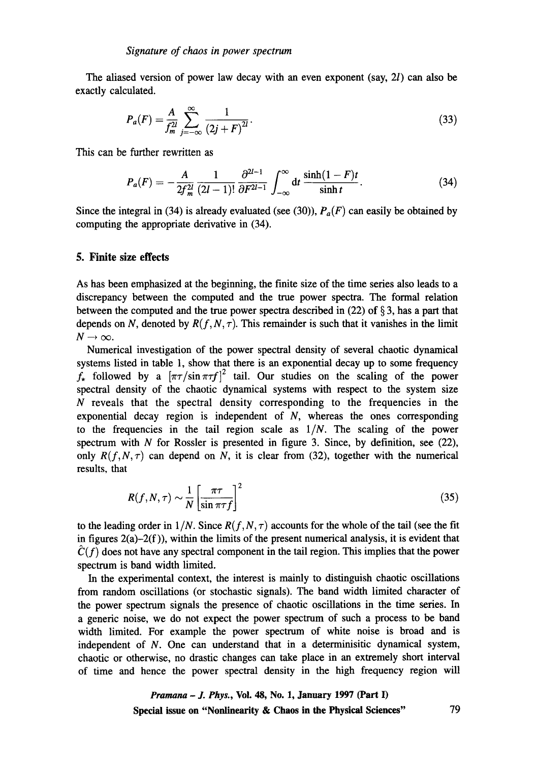The aliased version of power law decay with an even exponent (say, $2l$) can also be exactly calculated.

$$P_a(F) = \frac{A}{f_m^{2l}} \sum_{j=-\infty}^{\infty} \frac{1}{(2j+F)^{2l}}. \tag{33}$$

This can be further rewritten as

$$P_a(F) = -\frac{A}{2f_m^{2l}} \frac{1}{(2l-1)!} \frac{\partial^{2l-1}}{\partial F^{2l-1}} \int_{-\infty}^{\infty} \mathrm{d}t \, \frac{\sinh(1-F)t}{\sinh t}. \tag{34}$$

Since the integral in (34) is already evaluated (see (30)), $P_a(F)$ can easily be obtained by computing the appropriate derivative in (34).

## 5. Finite size effects

As has been emphasized at the beginning, the finite size of the time series also leads to a discrepancy between the computed and the true power spectra. The formal relation between the computed and the true power spectra described in (22) of § 3, has a part that depends on $N$, denoted by $R(f, N, \tau)$. This remainder is such that it vanishes in the limit $N \to \infty$.

Numerical investigation of the power spectral density of several chaotic dynamical systems listed in table 1, show that there is an exponential decay up to some frequency $f_*$ followed by a $[\pi\tau/\sin \pi\tau f]^2$ tail. Our studies on the scaling of the power spectral density of the chaotic dynamical systems with respect to the system size $N$ reveals that the spectral density corresponding to the frequencies in the exponential decay region is independent of $N$, whereas the ones corresponding to the frequencies in the tail region scale as $1/N$. The scaling of the power spectrum with $N$ for Rossler is presented in figure 3. Since, by definition, see (22), only $R(f, N, \tau)$ can depend on $N$, it is clear from (32), together with the numerical results, that

$$R(f, N, \tau) \sim \frac{1}{N} \left[ \frac{\pi\tau}{\sin \pi\tau f} \right]^2 \tag{35}$$

to the leading order in $1/N$. Since $R(f, N, \tau)$ accounts for the whole of the tail (see the fit in figures 2(a)–2(f)), within the limits of the present numerical analysis, it is evident that $\hat{C}(f)$ does not have any spectral component in the tail region. This implies that the power spectrum is band width limited.

In the experimental context, the interest is mainly to distinguish chaotic oscillations from random oscillations (or stochastic signals). The band width limited character of the power spectrum signals the presence of chaotic oscillations in the time series. In a generic noise, we do not expect the power spectrum of such a process to be band width limited. For example the power spectrum of white noise is broad and is independent of $N$. One can understand that in a determinisitic dynamical system, chaotic or otherwise, no drastic changes can take place in an extremely short interval of time and hence the power spectral density in the high frequency region will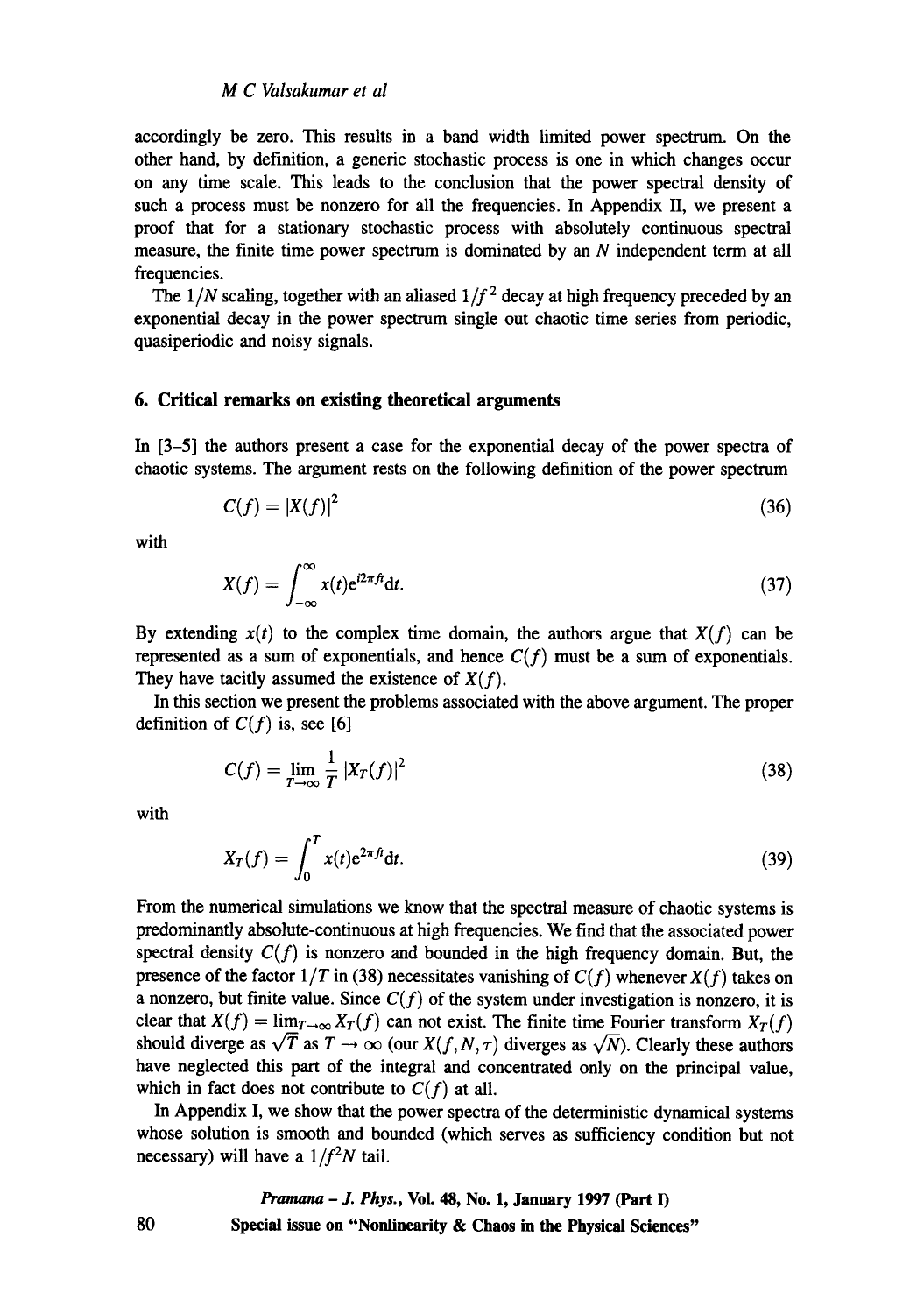accordingly be zero. This results in a band width limited power spectrum. On the other hand, by definition, a generic stochastic process is one in which changes occur on any time scale. This leads to the conclusion that the power spectral density of such a process must be nonzero for all the frequencies. In Appendix II, we present a proof that for a stationary stochastic process with absolutely continuous spectral measure, the finite time power spectrum is dominated by an $N$ independent term at all frequencies.

The $1/N$ scaling, together with an aliased $1/f^2$ decay at high frequency preceded by an exponential decay in the power spectrum single out chaotic time series from periodic, quasiperiodic and noisy signals.

## 6. Critical remarks on existing theoretical arguments

In [3–5] the authors present a case for the exponential decay of the power spectra of chaotic systems. The argument rests on the following definition of the power spectrum

$$C(f) = |X(f)|^2 \tag{36}$$

with

$$X(f) = \int_{-\infty}^{\infty} x(t)e^{i2\pi ft}dt. \tag{37}$$

By extending $x(t)$ to the complex time domain, the authors argue that $X(f)$ can be represented as a sum of exponentials, and hence $C(f)$ must be a sum of exponentials. They have tacitly assumed the existence of $X(f)$.

In this section we present the problems associated with the above argument. The proper definition of $C(f)$ is, see [6]

$$C(f) = \lim_{T\to\infty} \frac{1}{T} |X_T(f)|^2 \tag{38}$$

with

$$X_T(f) = \int_0^T x(t)e^{2\pi ft}dt. \tag{39}$$

From the numerical simulations we know that the spectral measure of chaotic systems is predominantly absolute-continuous at high frequencies. We find that the associated power spectral density $C(f)$ is nonzero and bounded in the high frequency domain. But, the presence of the factor $1/T$ in (38) necessitates vanishing of $C(f)$ whenever $X(f)$ takes on a nonzero, but finite value. Since $C(f)$ of the system under investigation is nonzero, it is clear that $X(f) = \lim_{T\to\infty} X_T(f)$ can not exist. The finite time Fourier transform $X_T(f)$ should diverge as $\sqrt{T}$ as $T \to \infty$ (our $X(f, N, \tau)$ diverges as $\sqrt{N}$). Clearly these authors have neglected this part of the integral and concentrated only on the principal value, which in fact does not contribute to $C(f)$ at all.

In Appendix I, we show that the power spectra of the deterministic dynamical systems whose solution is smooth and bounded (which serves as sufficiency condition but not necessary) will have a $1/f^2N$ tail.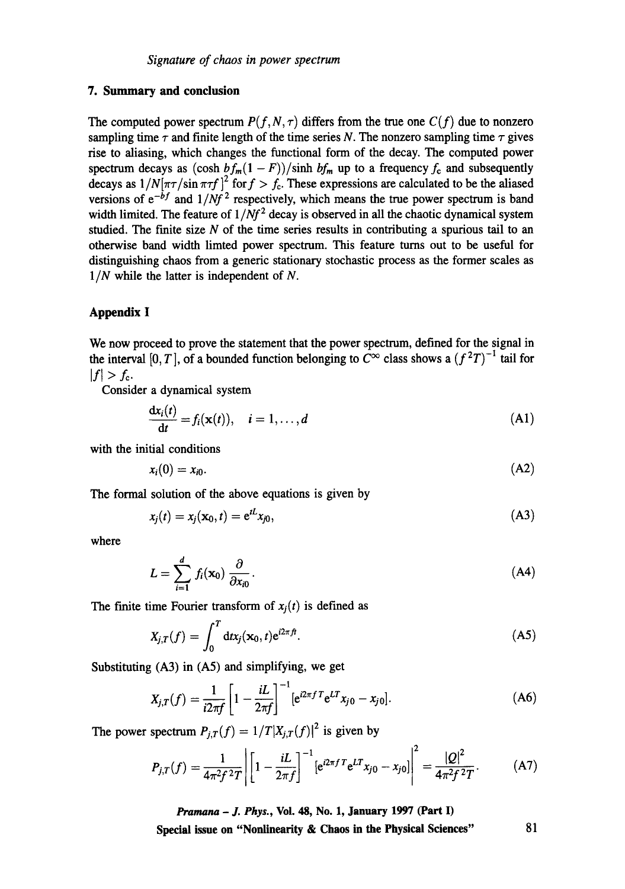## 7. Summary and conclusion

The computed power spectrum $P(f, N, \tau)$ differs from the true one $C(f)$ due to nonzero sampling time $\tau$ and finite length of the time series $N$. The nonzero sampling time $\tau$ gives rise to aliasing, which changes the functional form of the decay. The computed power spectrum decays as $(\cosh bf_m(1-F))/\sinh bf_m$ up to a frequency $f_c$ and subsequently decays as $1/N[\pi\tau/\sin \pi\tau f]^2$ for $f > f_c$. These expressions are calculated to be the aliased versions of $e^{-bf}$ and $1/Nf^2$ respectively, which means the true power spectrum is band width limited. The feature of $1/Nf^2$ decay is observed in all the chaotic dynamical system studied. The finite size $N$ of the time series results in contributing a spurious tail to an otherwise band width limted power spectrum. This feature turns out to be useful for distinguishing chaos from a generic stationary stochastic process as the former scales as $1/N$ while the latter is independent of $N$.

## Appendix I

We now proceed to prove the statement that the power spectrum, defined for the signal in the interval $[0, T]$, of a bounded function belonging to $C^\infty$ class shows a $(f^2T)^{-1}$ tail for $|f| > f_c$.

Consider a dynamical system

$$\frac{\mathrm{d}x_i(t)}{\mathrm{d}t} = f_i(\mathbf{x}(t)), \quad i = 1, \ldots, d \tag{A1}$$

with the initial conditions

$$x_i(0) = x_{i0}. \tag{A2}$$

The formal solution of the above equations is given by

$$x_j(t) = x_j(\mathbf{x}_0, t) = \mathrm{e}^{tL} x_{j0}, \tag{A3}$$

where

$$L = \sum_{i=1}^{d} f_i(\mathbf{x}_0) \frac{\partial}{\partial x_{i0}}. \tag{A4}$$

The finite time Fourier transform of $x_j(t)$ is defined as

$$X_{j,T}(f) = \int_0^T \mathrm{d}t x_j(\mathbf{x}_0, t) \mathrm{e}^{i2\pi ft}. \tag{A5}$$

Substituting (A3) in (A5) and simplifying, we get

$$X_{j,T}(f) = \frac{1}{i2\pi f}\left[1 - \frac{iL}{2\pi f}\right]^{-1} [\mathrm{e}^{i2\pi fT} \mathrm{e}^{LT} x_{j0} - x_{j0}]. \tag{A6}$$

The power spectrum $P_{j,T}(f) = 1/T |X_{j,T}(f)|^2$ is given by

$$P_{j,T}(f) = \frac{1}{4\pi^2 f^2 T}\left|\left[1 - \frac{iL}{2\pi f}\right]^{-1} [\mathrm{e}^{i2\pi fT} \mathrm{e}^{LT} x_{j0} - x_{j0}]\right|^2 = \frac{|Q|^2}{4\pi^2 f^2 T}. \tag{A7}$$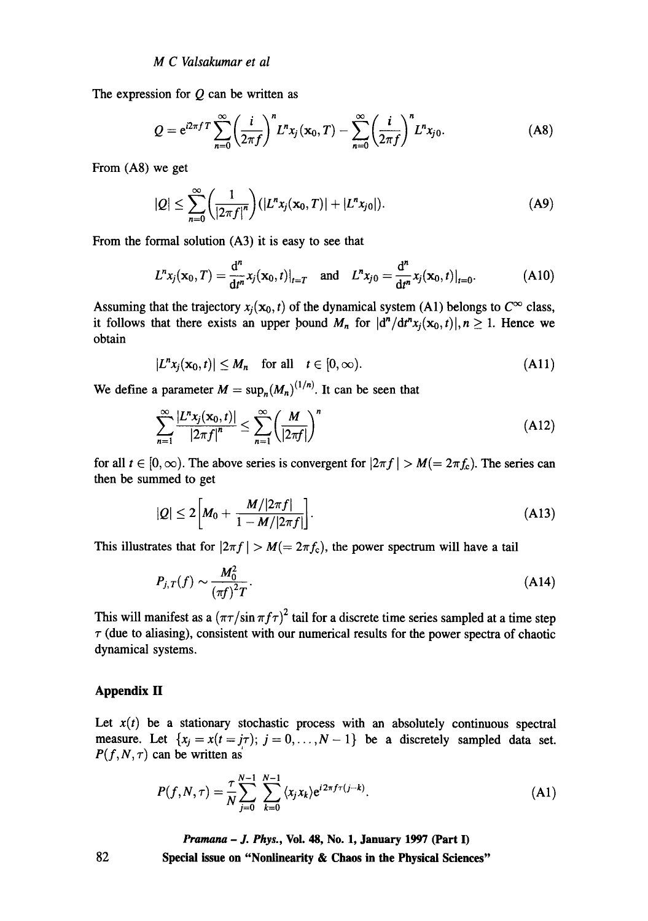The expression for $Q$ can be written as

$$Q = e^{i2\pi fT}\sum_{n=0}^{\infty}\left(\frac{i}{2\pi f}\right)^n L^n x_j(\mathbf{x}_0, T) - \sum_{n=0}^{\infty}\left(\frac{i}{2\pi f}\right)^n L^n x_{j0}. \tag{A8}$$

From (A8) we get

$$|Q| \leq \sum_{n=0}^{\infty}\left(\frac{1}{|2\pi f|^n}\right)(|L^n x_j(\mathbf{x}_0, T)| + |L^n x_{j0}|). \tag{A9}$$

From the formal solution (A3) it is easy to see that

$$L^n x_j(\mathbf{x}_0, T) = \frac{d^n}{dt^n} x_j(\mathbf{x}_0, t)|_{t=T} \quad \text{and} \quad L^n x_{j0} = \frac{d^n}{dt^n} x_j(\mathbf{x}_0, t)|_{t=0}. \tag{A10}$$

Assuming that the trajectory $x_j(\mathbf{x}_0, t)$ of the dynamical system (A1) belongs to $C^\infty$ class, it follows that there exists an upper bound $M_n$ for $|d^n/dt^n x_j(\mathbf{x}_0, t)|, n \geq 1$. Hence we obtain

$$|L^n x_j(\mathbf{x}_0, t)| \leq M_n \quad \text{for all} \quad t \in [0, \infty). \tag{A11}$$

We define a parameter $M = \sup_n (M_n)^{(1/n)}$. It can be seen that

$$\sum_{n=1}^{\infty} \frac{|L^n x_j(\mathbf{x}_0, t)|}{|2\pi f|^n} \leq \sum_{n=1}^{\infty}\left(\frac{M}{|2\pi f|}\right)^n \tag{A12}$$

for all $t \in [0, \infty)$. The above series is convergent for $|2\pi f| > M(= 2\pi f_c)$. The series can then be summed to get

$$|Q| \leq 2\left[M_0 + \frac{M/|2\pi f|}{1 - M/|2\pi f|}\right]. \tag{A13}$$

This illustrates that for $|2\pi f| > M(= 2\pi f_c)$, the power spectrum will have a tail

$$P_{j,T}(f) \sim \frac{M_0^2}{(\pi f)^2 T}. \tag{A14}$$

This will manifest as a $(\pi\tau/\sin \pi f\tau)^2$ tail for a discrete time series sampled at a time step $\tau$ (due to aliasing), consistent with our numerical results for the power spectra of chaotic dynamical systems.

## Appendix II

Let $x(t)$ be a stationary stochastic process with an absolutely continuous spectral measure. Let $\{x_j = x(t = j\tau);\ j = 0, \ldots, N-1\}$ be a discretely sampled data set. $P(f, N, \tau)$ can be written as

$$P(f, N, \tau) = \frac{\tau}{N}\sum_{j=0}^{N-1}\sum_{k=0}^{N-1}\langle x_j x_k\rangle e^{i2\pi f\tau(j-k)}. \tag{A1}$$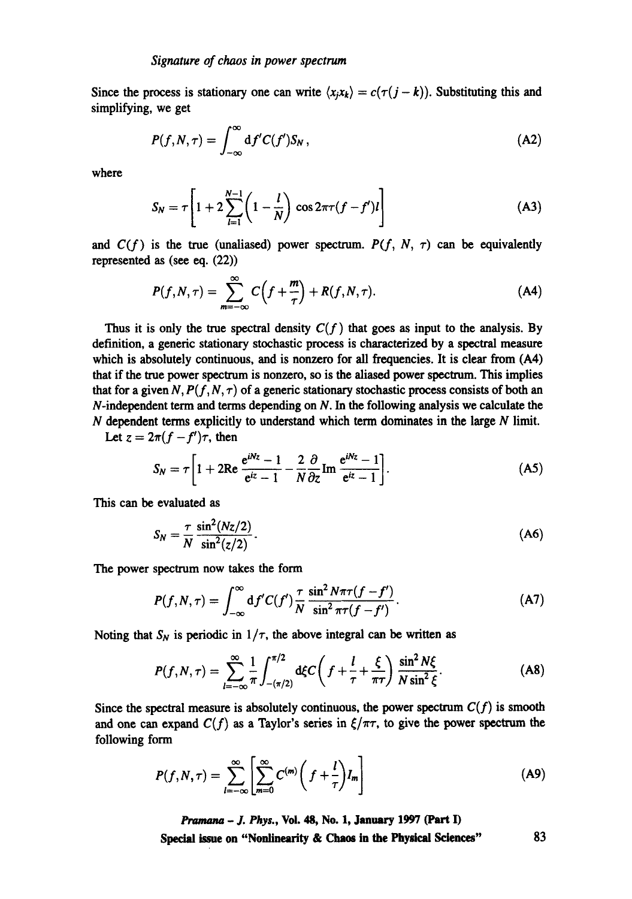Since the process is stationary one can write $\langle x_j x_k \rangle = c(\tau(j-k))$. Substituting this and simplifying, we get

$$P(f,N,\tau) = \int_{-\infty}^{\infty} \mathrm{d}f' C(f') S_N, \tag{A2}$$

where

$$S_N = \tau \left[ 1 + 2\sum_{l=1}^{N-1} \left(1 - \frac{l}{N}\right) \cos 2\pi\tau(f-f')l \right] \tag{A3}$$

and $C(f)$ is the true (unaliased) power spectrum. $P(f, N, \tau)$ can be equivalently represented as (see eq. (22))

$$P(f,N,\tau) = \sum_{m=-\infty}^{\infty} C\left(f + \frac{m}{\tau}\right) + R(f,N,\tau). \tag{A4}$$

Thus it is only the true spectral density $C(f)$ that goes as input to the analysis. By definition, a generic stationary stochastic process is characterized by a spectral measure which is absolutely continuous, and is nonzero for all frequencies. It is clear from (A4) that if the true power spectrum is nonzero, so is the aliased power spectrum. This implies that for a given $N, P(f,N,\tau)$ of a generic stationary stochastic process consists of both an $N$-independent term and terms depending on $N$. In the following analysis we calculate the $N$ dependent terms explicitly to understand which term dominates in the large $N$ limit.

Let $z = 2\pi(f-f')\tau$, then

$$S_N = \tau \left[ 1 + 2\mathrm{Re}\frac{e^{iNz}-1}{e^{iz}-1} - \frac{2}{N}\frac{\partial}{\partial z}\mathrm{Im}\frac{e^{iNz}-1}{e^{iz}-1} \right]. \tag{A5}$$

This can be evaluated as

$$S_N = \frac{\tau}{N}\frac{\sin^2(Nz/2)}{\sin^2(z/2)}. \tag{A6}$$

The power spectrum now takes the form

$$P(f,N,\tau) = \int_{-\infty}^{\infty} \mathrm{d}f' C(f') \frac{\tau}{N} \frac{\sin^2 N\pi\tau(f-f')}{\sin^2 \pi\tau(f-f')}. \tag{A7}$$

Noting that $S_N$ is periodic in $1/\tau$, the above integral can be written as

$$P(f,N,\tau) = \sum_{l=-\infty}^{\infty} \frac{1}{\pi} \int_{-(\pi/2)}^{\pi/2} \mathrm{d}\xi C\left(f + \frac{l}{\tau} + \frac{\xi}{\pi\tau}\right) \frac{\sin^2 N\xi}{N \sin^2 \xi}. \tag{A8}$$

Since the spectral measure is absolutely continuous, the power spectrum $C(f)$ is smooth and one can expand $C(f)$ as a Taylor's series in $\xi/\pi\tau$, to give the power spectrum the following form

$$P(f,N,\tau) = \sum_{l=-\infty}^{\infty} \left[ \sum_{m=0}^{\infty} C^{(m)}\left(f + \frac{l}{\tau}\right) I_m \right] \tag{A9}$$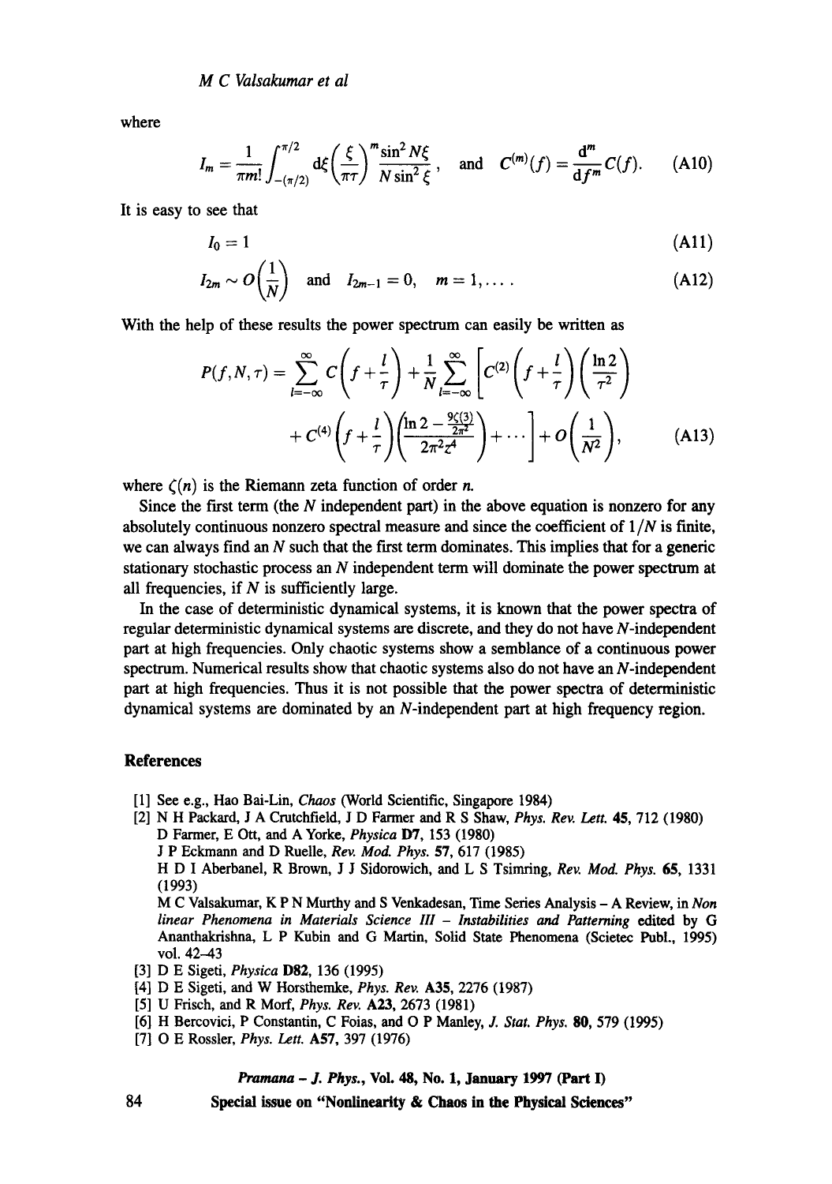where

$$I_m = \frac{1}{\pi m!}\int_{-(\pi/2)}^{\pi/2} d\xi \left(\frac{\xi}{\pi\tau}\right)^m \frac{\sin^2 N\xi}{N\sin^2\xi}, \quad \text{and} \quad C^{(m)}(f) = \frac{d^m}{df^m}C(f). \tag{A10}$$

It is easy to see that

$$I_0 = 1 \tag{A11}$$

$$I_{2m} \sim O\left(\frac{1}{N}\right) \quad \text{and} \quad I_{2m-1} = 0, \quad m = 1, \ldots . \tag{A12}$$

With the help of these results the power spectrum can easily be written as

$$P(f,N,\tau) = \sum_{l=-\infty}^{\infty} C\left(f+\frac{l}{\tau}\right) + \frac{1}{N}\sum_{l=-\infty}^{\infty}\left[C^{(2)}\left(f+\frac{l}{\tau}\right)\left(\frac{\ln 2}{\tau^2}\right) + C^{(4)}\left(f+\frac{l}{\tau}\right)\left(\frac{\ln 2 - \frac{9\zeta(3)}{2\pi^2}}{2\pi^2\tau^4}\right) + \cdots\right] + O\left(\frac{1}{N^2}\right), \tag{A13}$$

where $\zeta(n)$ is the Riemann zeta function of order $n$.

Since the first term (the $N$ independent part) in the above equation is nonzero for any absolutely continuous nonzero spectral measure and since the coefficient of $1/N$ is finite, we can always find an $N$ such that the first term dominates. This implies that for a generic stationary stochastic process an $N$ independent term will dominate the power spectrum at all frequencies, if $N$ is sufficiently large.

In the case of deterministic dynamical systems, it is known that the power spectra of regular deterministic dynamical systems are discrete, and they do not have $N$-independent part at high frequencies. Only chaotic systems show a semblance of a continuous power spectrum. Numerical results show that chaotic systems also do not have an $N$-independent part at high frequencies. Thus it is not possible that the power spectra of deterministic dynamical systems are dominated by an $N$-independent part at high frequency region.

## References

[1] See e.g., Hao Bai-Lin, *Chaos* (World Scientific, Singapore 1984)

[2] N H Packard, J A Crutchfield, J D Farmer and R S Shaw, *Phys. Rev. Lett.* **45**, 712 (1980)
D Farmer, E Ott, and A Yorke, *Physica* **D7**, 153 (1980)
J P Eckmann and D Ruelle, *Rev. Mod. Phys.* **57**, 617 (1985)
H D I Aberbanel, R Brown, J J Sidorowich, and L S Tsimring, *Rev. Mod. Phys.* **65**, 1331 (1993)
M C Valsakumar, K P N Murthy and S Venkadesan, Time Series Analysis – A Review, in *Non linear Phenomena in Materials Science III – Instabilities and Patterning* edited by G Ananthakrishna, L P Kubin and G Martin, Solid State Phenomena (Scietec Publ., 1995) vol. 42–43

[3] D E Sigeti, *Physica* **D82**, 136 (1995)

[4] D E Sigeti, and W Horsthemke, *Phys. Rev.* **A35**, 2276 (1987)

[5] U Frisch, and R Morf, *Phys. Rev.* **A23**, 2673 (1981)

[6] H Bercovici, P Constantin, C Foias, and O P Manley, *J. Stat. Phys.* **80**, 579 (1995)

[7] O E Rossler, *Phys. Lett.* **A57**, 397 (1976)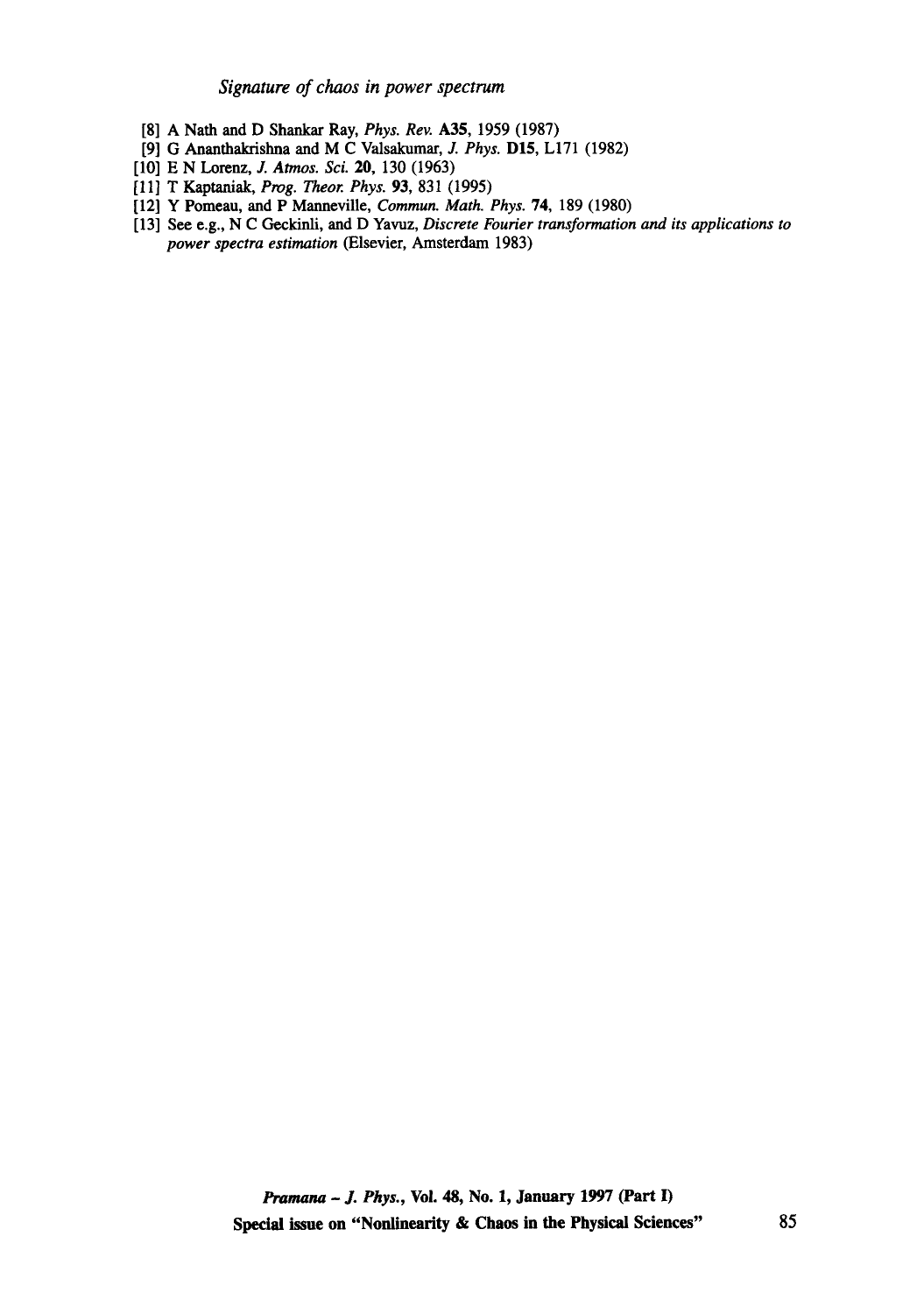[8] A Nath and D Shankar Ray, *Phys. Rev.* **A35**, 1959 (1987)

[9] G Ananthakrishna and M C Valsakumar, *J. Phys.* **D15**, L171 (1982)

[10] E N Lorenz, *J. Atmos. Sci.* **20**, 130 (1963)

[11] T Kaptaniak, *Prog. Theor. Phys.* **93**, 831 (1995)

[12] Y Pomeau, and P Manneville, *Commun. Math. Phys.* **74**, 189 (1980)

[13] See e.g., N C Geckinli, and D Yavuz, *Discrete Fourier transformation and its applications to power spectra estimation* (Elsevier, Amsterdam 1983)